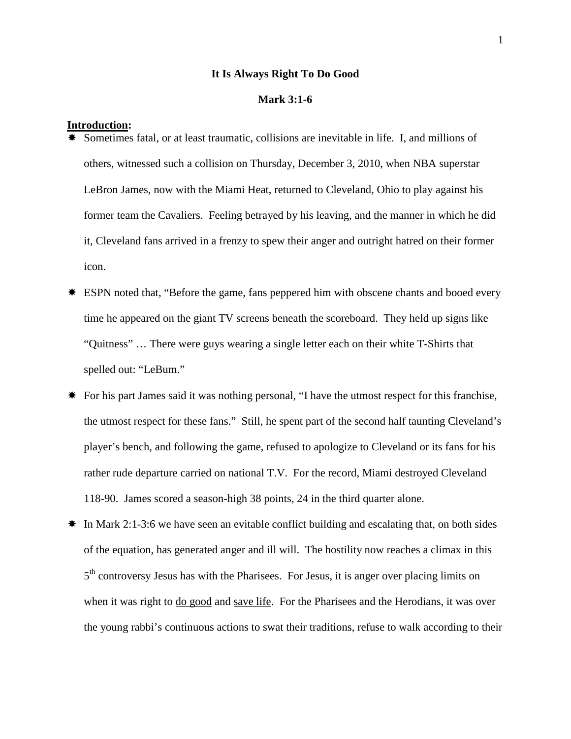**It Is Always Right To Do Good**

**Mark 3:1-6**

**Introduction:**

- Sometimes fatal, or at least traumatic, collisions are inevitable in life. I, and millions of others, witnessed such a collision on Thursday, December 3, 2010, when NBA superstar LeBron James, now with the Miami Heat, returned to Cleveland, Ohio to play against his former team the Cavaliers. Feeling betrayed by his leaving, and the manner in which he did it, Cleveland fans arrived in a frenzy to spew their anger and outright hatred on their former icon.
- ESPN noted that, "Before the game, fans peppered him with obscene chants and booed every time he appeared on the giant TV screens beneath the scoreboard. They held up signs like "Quitness" … There were guys wearing a single letter each on their white T-Shirts that spelled out: "LeBum."
- For his part James said it was nothing personal, "I have the utmost respect for this franchise, the utmost respect for these fans." Still, he spent part of the second half taunting Cleveland's player's bench, and following the game, refused to apologize to Cleveland or its fans for his rather rude departure carried on national T.V. For the record, Miami destroyed Cleveland 118-90. James scored a season-high 38 points, 24 in the third quarter alone.
- In Mark 2:1-3:6 we have seen an evitable conflict building and escalating that, on both sides of the equation, has generated anger and ill will. The hostility now reaches a climax in this 5th controversy Jesus has with the Pharisees. For Jesus, it is anger over placing limits on when it was right to <u>do good</u> and <u>save life</u>. For the Pharisees and the Herodians, it was over the young rabbi's continuous actions to swat their traditions, refuse to walk according to their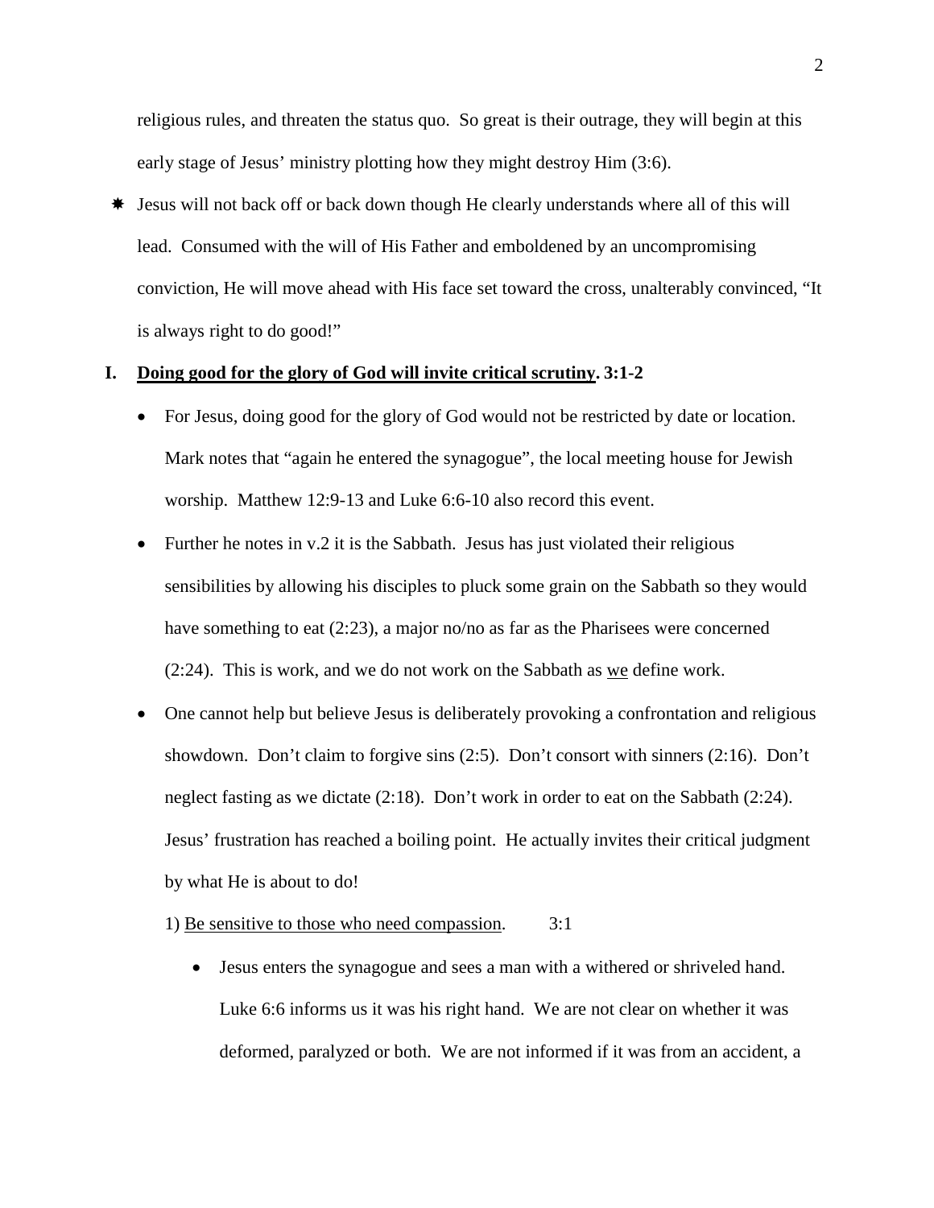religious rules, and threaten the status quo. So great is their outrage, they will begin at this early stage of Jesus' ministry plotting how they might destroy Him (3:6).

✸ Jesus will not back off or back down though He clearly understands where all of this will lead. Consumed with the will of His Father and emboldened by an uncompromising conviction, He will move ahead with His face set toward the cross, unalterably convinced, "It is always right to do good!"

## I. <u>Doing good for the glory of God will invite critical scrutiny</u>. 3:1-2

- For Jesus, doing good for the glory of God would not be restricted by date or location. Mark notes that "again he entered the synagogue", the local meeting house for Jewish worship. Matthew 12:9-13 and Luke 6:6-10 also record this event.
- Further he notes in v.2 it is the Sabbath. Jesus has just violated their religious sensibilities by allowing his disciples to pluck some grain on the Sabbath so they would have something to eat (2:23), a major no/no as far as the Pharisees were concerned (2:24). This is work, and we do not work on the Sabbath as <u>we</u> define work.
- One cannot help but believe Jesus is deliberately provoking a confrontation and religious showdown. Don't claim to forgive sins (2:5). Don't consort with sinners (2:16). Don't neglect fasting as we dictate (2:18). Don't work in order to eat on the Sabbath (2:24). Jesus' frustration has reached a boiling point. He actually invites their critical judgment by what He is about to do!

1) <u>Be sensitive to those who need compassion</u>. 3:1

- Jesus enters the synagogue and sees a man with a withered or shriveled hand. Luke 6:6 informs us it was his right hand. We are not clear on whether it was deformed, paralyzed or both. We are not informed if it was from an accident, a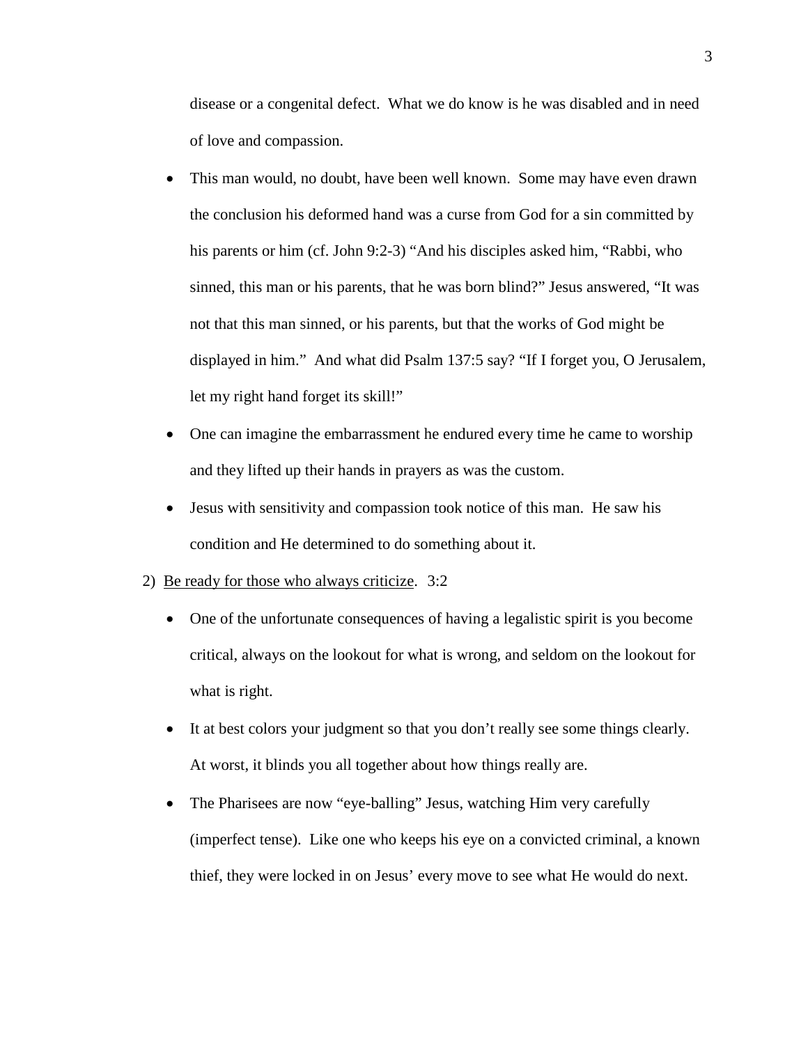disease or a congenital defect. What we do know is he was disabled and in need of love and compassion.

- This man would, no doubt, have been well known. Some may have even drawn the conclusion his deformed hand was a curse from God for a sin committed by his parents or him (cf. John 9:2-3) "And his disciples asked him, "Rabbi, who sinned, this man or his parents, that he was born blind?" Jesus answered, "It was not that this man sinned, or his parents, but that the works of God might be displayed in him." And what did Psalm 137:5 say? "If I forget you, O Jerusalem, let my right hand forget its skill!"
- One can imagine the embarrassment he endured every time he came to worship and they lifted up their hands in prayers as was the custom.
- Jesus with sensitivity and compassion took notice of this man. He saw his condition and He determined to do something about it.

2) <u>Be ready for those who always criticize</u>. 3:2

- One of the unfortunate consequences of having a legalistic spirit is you become critical, always on the lookout for what is wrong, and seldom on the lookout for what is right.
- It at best colors your judgment so that you don't really see some things clearly. At worst, it blinds you all together about how things really are.
- The Pharisees are now "eye-balling" Jesus, watching Him very carefully (imperfect tense). Like one who keeps his eye on a convicted criminal, a known thief, they were locked in on Jesus' every move to see what He would do next.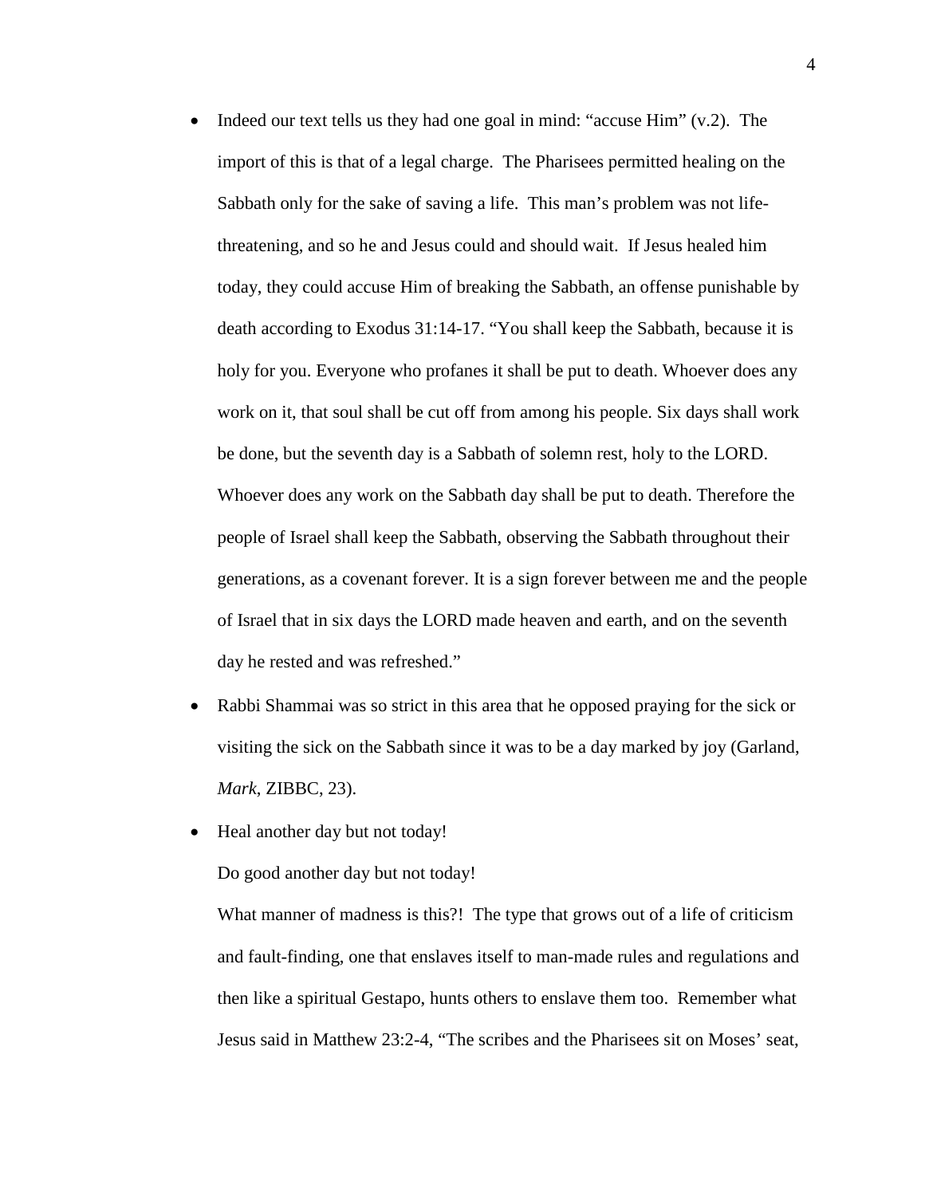- Indeed our text tells us they had one goal in mind: "accuse Him" (v.2). The import of this is that of a legal charge. The Pharisees permitted healing on the Sabbath only for the sake of saving a life. This man's problem was not life-threatening, and so he and Jesus could and should wait. If Jesus healed him today, they could accuse Him of breaking the Sabbath, an offense punishable by death according to Exodus 31:14-17. "You shall keep the Sabbath, because it is holy for you. Everyone who profanes it shall be put to death. Whoever does any work on it, that soul shall be cut off from among his people. Six days shall work be done, but the seventh day is a Sabbath of solemn rest, holy to the LORD. Whoever does any work on the Sabbath day shall be put to death. Therefore the people of Israel shall keep the Sabbath, observing the Sabbath throughout their generations, as a covenant forever. It is a sign forever between me and the people of Israel that in six days the LORD made heaven and earth, and on the seventh day he rested and was refreshed."
- Rabbi Shammai was so strict in this area that he opposed praying for the sick or visiting the sick on the Sabbath since it was to be a day marked by joy (Garland, *Mark*, ZIBBC, 23).
- Heal another day but not today!

  Do good another day but not today!

  What manner of madness is this?! The type that grows out of a life of criticism and fault-finding, one that enslaves itself to man-made rules and regulations and then like a spiritual Gestapo, hunts others to enslave them too. Remember what Jesus said in Matthew 23:2-4, "The scribes and the Pharisees sit on Moses' seat,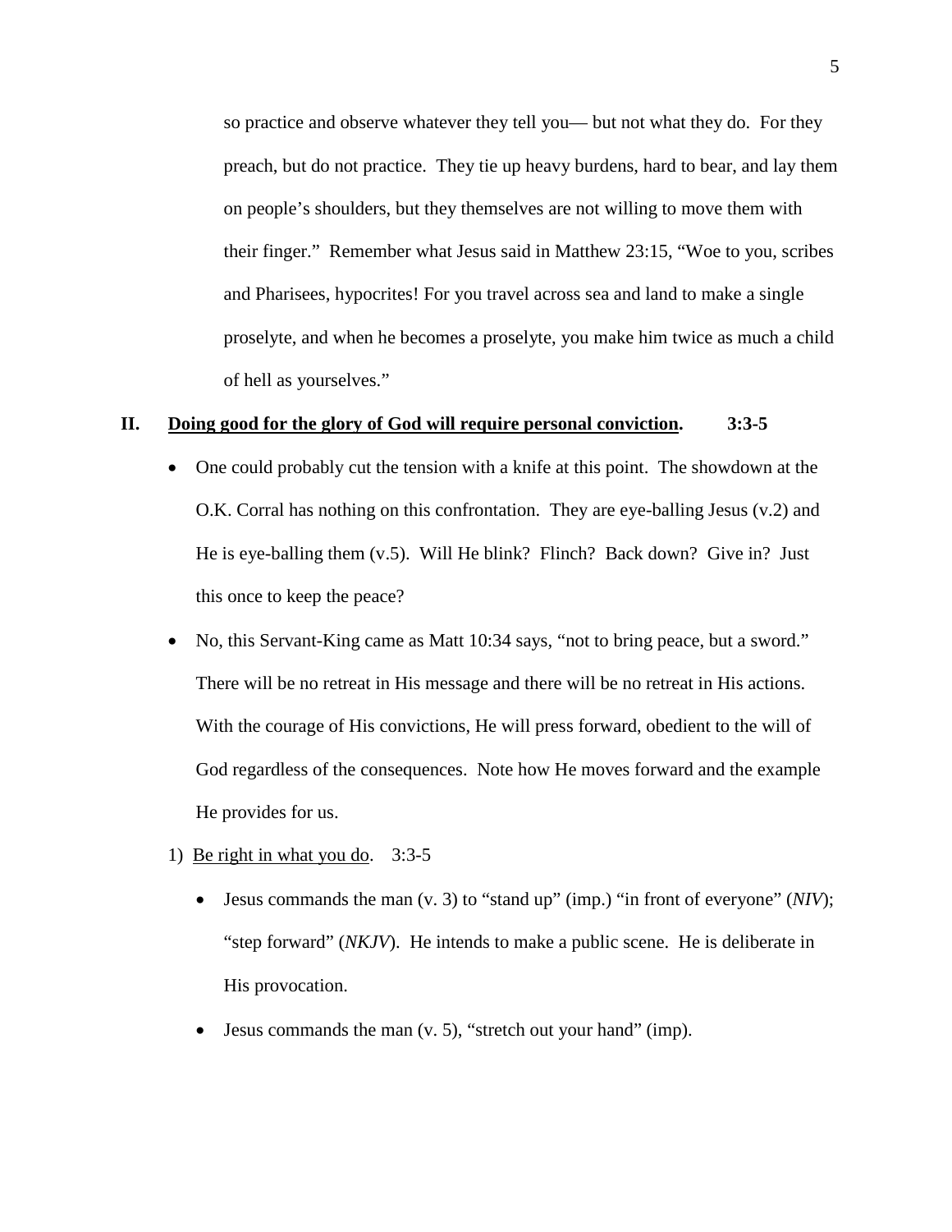so practice and observe whatever they tell you— but not what they do. For they preach, but do not practice. They tie up heavy burdens, hard to bear, and lay them on people's shoulders, but they themselves are not willing to move them with their finger." Remember what Jesus said in Matthew 23:15, "Woe to you, scribes and Pharisees, hypocrites! For you travel across sea and land to make a single proselyte, and when he becomes a proselyte, you make him twice as much a child of hell as yourselves."

## II. <u>Doing good for the glory of God will require personal conviction</u>. 3:3-5

- One could probably cut the tension with a knife at this point. The showdown at the O.K. Corral has nothing on this confrontation. They are eye-balling Jesus (v.2) and He is eye-balling them (v.5). Will He blink? Flinch? Back down? Give in? Just this once to keep the peace?
- No, this Servant-King came as Matt 10:34 says, "not to bring peace, but a sword." There will be no retreat in His message and there will be no retreat in His actions. With the courage of His convictions, He will press forward, obedient to the will of God regardless of the consequences. Note how He moves forward and the example He provides for us.

1) <u>Be right in what you do</u>. 3:3-5

- Jesus commands the man (v. 3) to "stand up" (imp.) "in front of everyone" (*NIV*); "step forward" (*NKJV*). He intends to make a public scene. He is deliberate in His provocation.
- Jesus commands the man (v. 5), "stretch out your hand" (imp).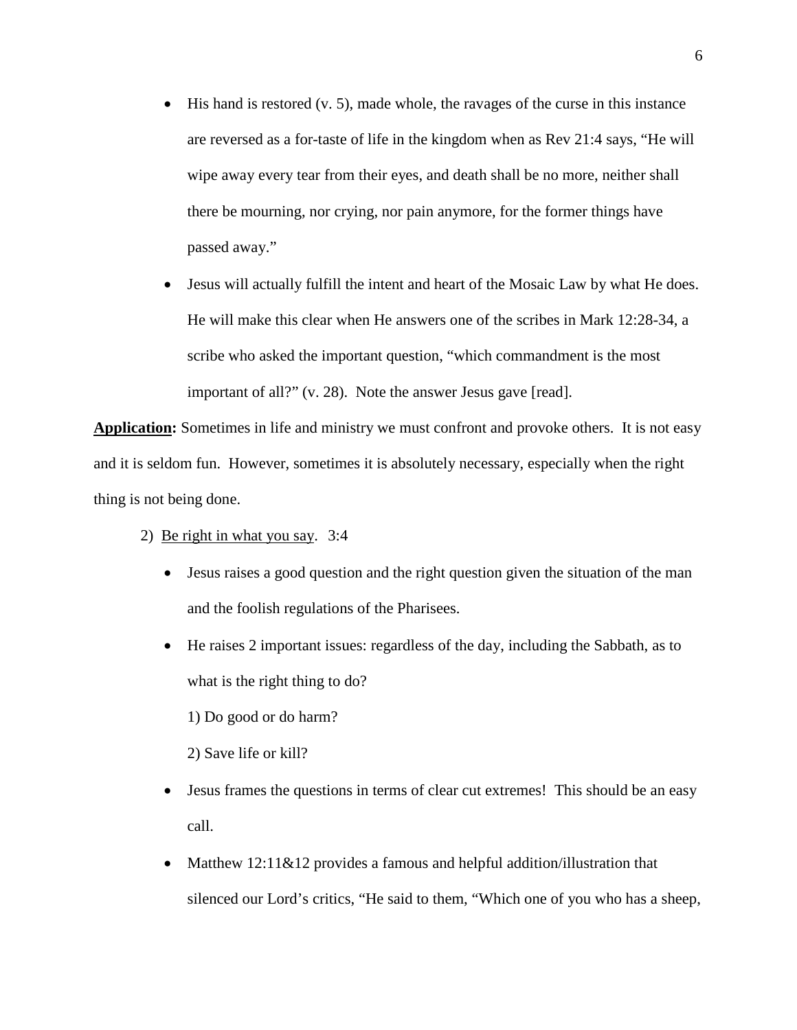- His hand is restored (v. 5), made whole, the ravages of the curse in this instance are reversed as a for-taste of life in the kingdom when as Rev 21:4 says, "He will wipe away every tear from their eyes, and death shall be no more, neither shall there be mourning, nor crying, nor pain anymore, for the former things have passed away."
- Jesus will actually fulfill the intent and heart of the Mosaic Law by what He does. He will make this clear when He answers one of the scribes in Mark 12:28-34, a scribe who asked the important question, "which commandment is the most important of all?" (v. 28). Note the answer Jesus gave [read].

**<u>Application</u>:** Sometimes in life and ministry we must confront and provoke others. It is not easy and it is seldom fun. However, sometimes it is absolutely necessary, especially when the right thing is not being done.

2) <u>Be right in what you say</u>. 3:4

- Jesus raises a good question and the right question given the situation of the man and the foolish regulations of the Pharisees.
- He raises 2 important issues: regardless of the day, including the Sabbath, as to what is the right thing to do?

  1) Do good or do harm?

  2) Save life or kill?
- Jesus frames the questions in terms of clear cut extremes! This should be an easy call.
- Matthew 12:11&12 provides a famous and helpful addition/illustration that silenced our Lord's critics, "He said to them, "Which one of you who has a sheep,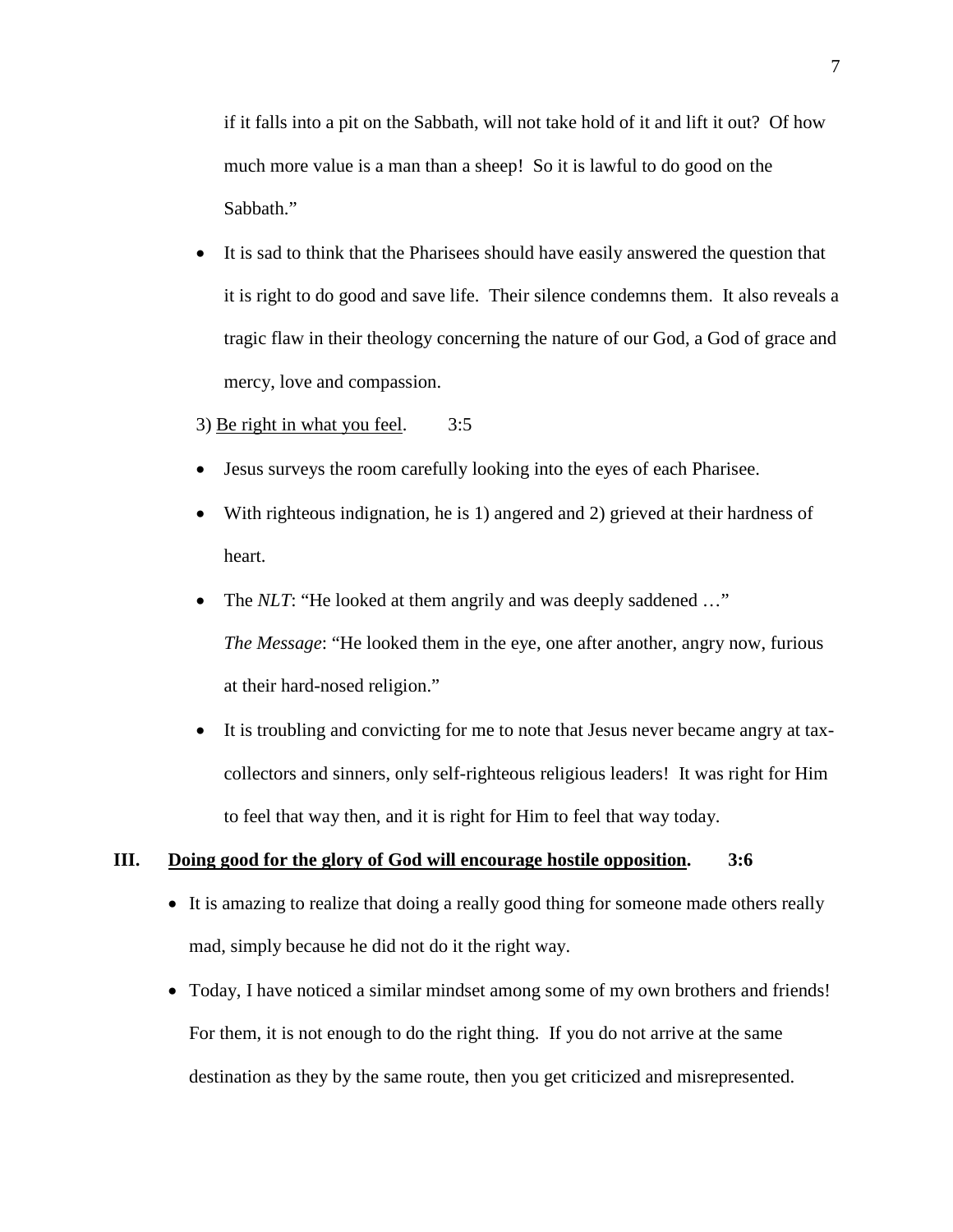if it falls into a pit on the Sabbath, will not take hold of it and lift it out? Of how much more value is a man than a sheep! So it is lawful to do good on the Sabbath."

- It is sad to think that the Pharisees should have easily answered the question that it is right to do good and save life. Their silence condemns them. It also reveals a tragic flaw in their theology concerning the nature of our God, a God of grace and mercy, love and compassion.

3) <u>Be right in what you feel</u>. 3:5

- Jesus surveys the room carefully looking into the eyes of each Pharisee.
- With righteous indignation, he is 1) angered and 2) grieved at their hardness of heart.
- The *NLT*: "He looked at them angrily and was deeply saddened …"
  *The Message*: "He looked them in the eye, one after another, angry now, furious at their hard-nosed religion."
- It is troubling and convicting for me to note that Jesus never became angry at tax-collectors and sinners, only self-righteous religious leaders! It was right for Him to feel that way then, and it is right for Him to feel that way today.

**III. <u>Doing good for the glory of God will encourage hostile opposition</u>. 3:6**

- It is amazing to realize that doing a really good thing for someone made others really mad, simply because he did not do it the right way.
- Today, I have noticed a similar mindset among some of my own brothers and friends! For them, it is not enough to do the right thing. If you do not arrive at the same destination as they by the same route, then you get criticized and misrepresented.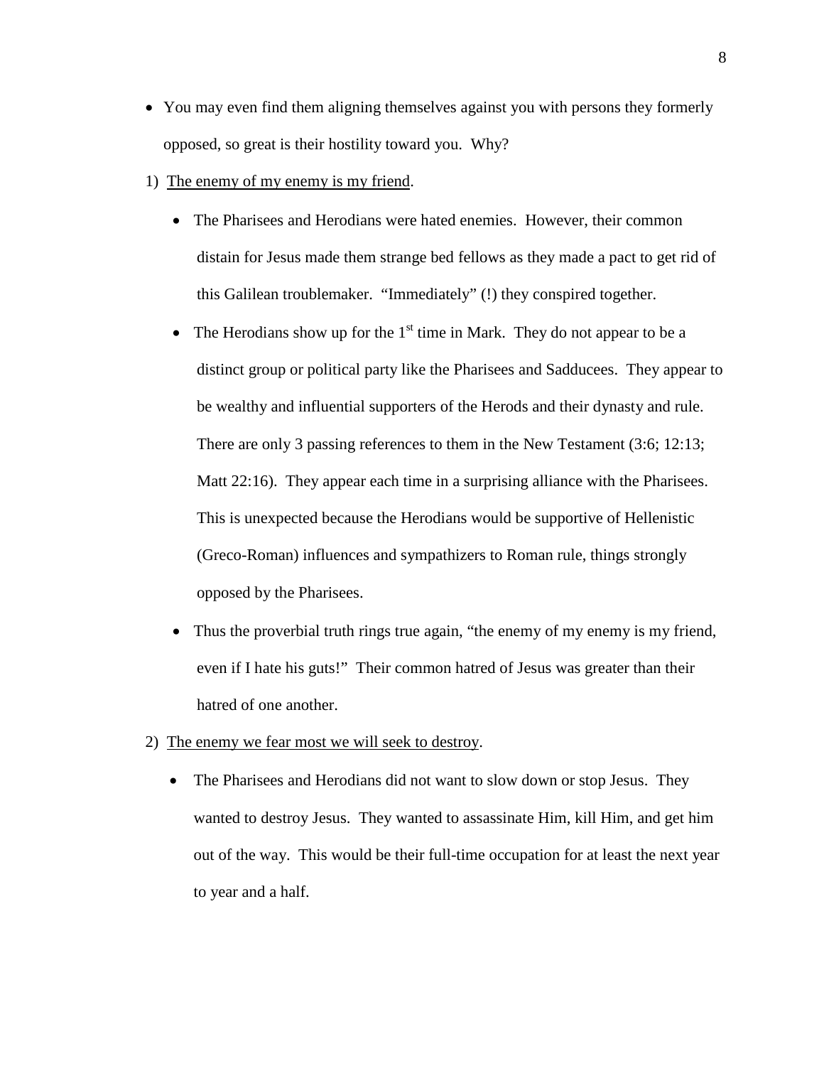- You may even find them aligning themselves against you with persons they formerly opposed, so great is their hostility toward you. Why?

1) <u>The enemy of my enemy is my friend</u>.

   - The Pharisees and Herodians were hated enemies. However, their common distain for Jesus made them strange bed fellows as they made a pact to get rid of this Galilean troublemaker. "Immediately" (!) they conspired together.
   - The Herodians show up for the 1st time in Mark. They do not appear to be a distinct group or political party like the Pharisees and Sadducees. They appear to be wealthy and influential supporters of the Herods and their dynasty and rule. There are only 3 passing references to them in the New Testament (3:6; 12:13; Matt 22:16). They appear each time in a surprising alliance with the Pharisees. This is unexpected because the Herodians would be supportive of Hellenistic (Greco-Roman) influences and sympathizers to Roman rule, things strongly opposed by the Pharisees.
   - Thus the proverbial truth rings true again, "the enemy of my enemy is my friend, even if I hate his guts!" Their common hatred of Jesus was greater than their hatred of one another.

2) <u>The enemy we fear most we will seek to destroy</u>.

   - The Pharisees and Herodians did not want to slow down or stop Jesus. They wanted to destroy Jesus. They wanted to assassinate Him, kill Him, and get him out of the way. This would be their full-time occupation for at least the next year to year and a half.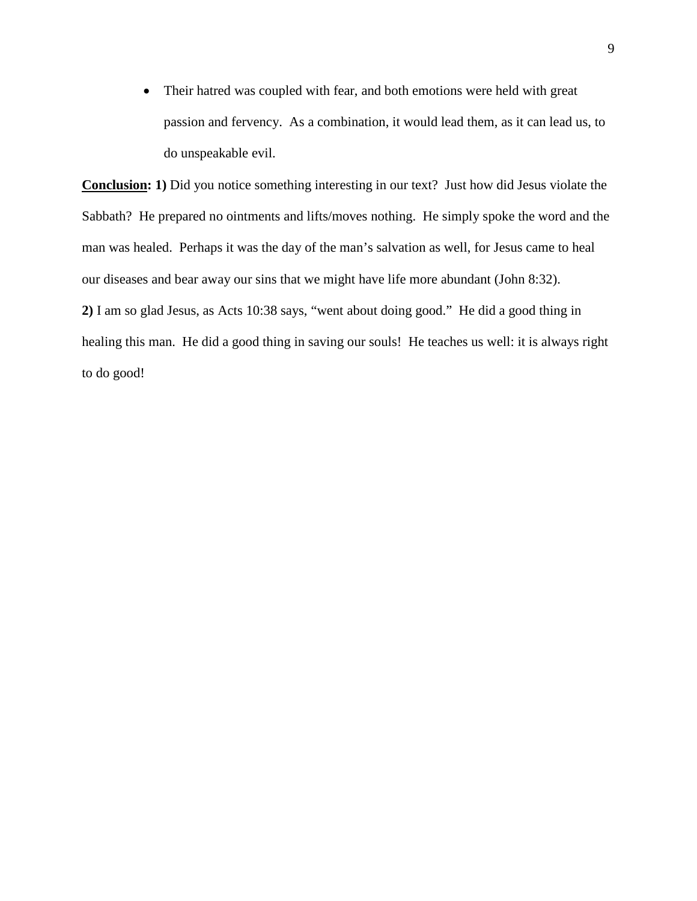- Their hatred was coupled with fear, and both emotions were held with great passion and fervency. As a combination, it would lead them, as it can lead us, to do unspeakable evil.

**<u>Conclusion</u>: 1)** Did you notice something interesting in our text? Just how did Jesus violate the Sabbath? He prepared no ointments and lifts/moves nothing. He simply spoke the word and the man was healed. Perhaps it was the day of the man's salvation as well, for Jesus came to heal our diseases and bear away our sins that we might have life more abundant (John 8:32).

**2)** I am so glad Jesus, as Acts 10:38 says, "went about doing good." He did a good thing in healing this man. He did a good thing in saving our souls! He teaches us well: it is always right to do good!